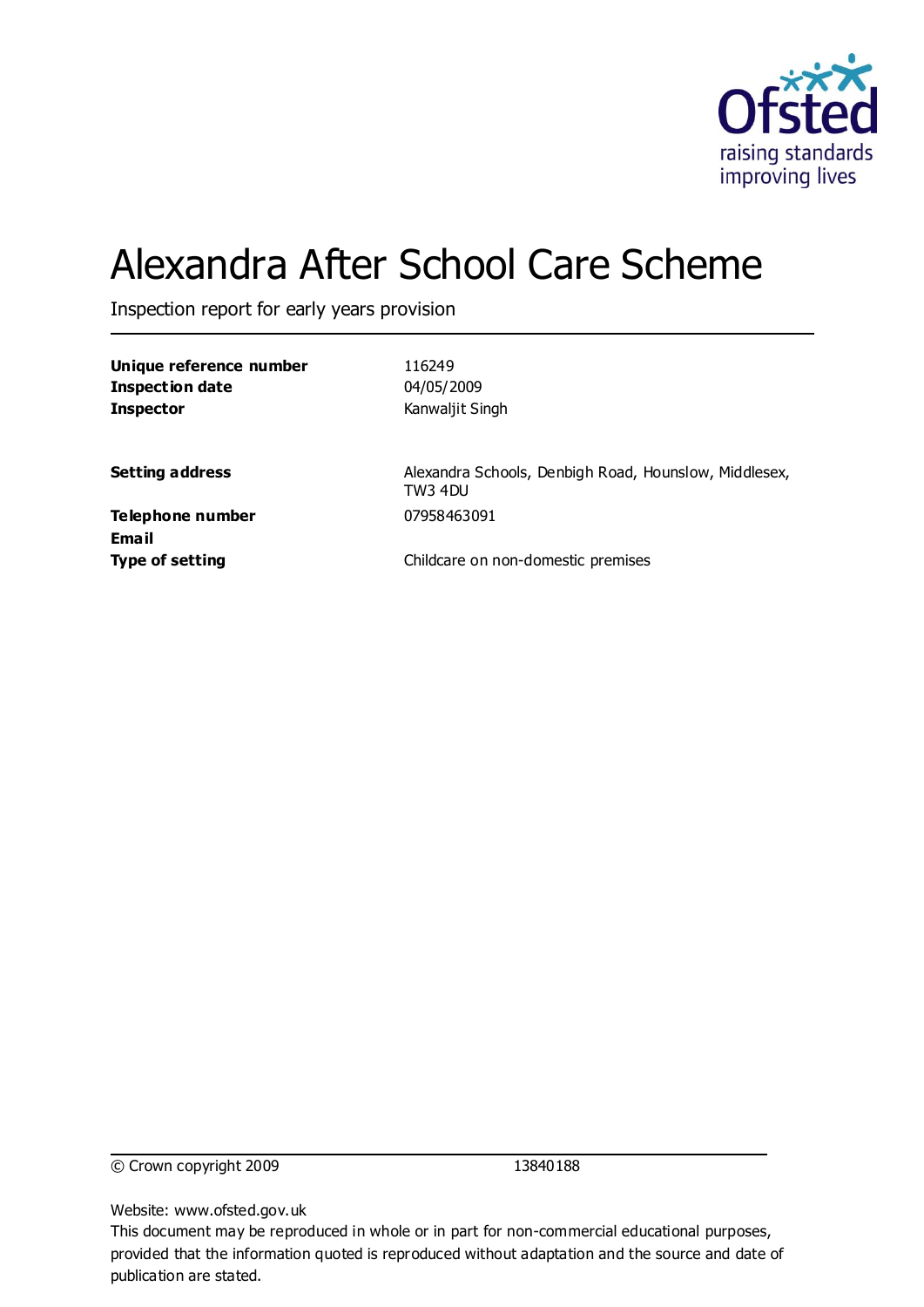# Alexandra After School Care Scheme

Inspection report for early years provision

| | |
|---|---|
| **Unique reference number** | 116249 |
| **Inspection date** | 04/05/2009 |
| **Inspector** | Kanwaljit Singh |
| **Setting address** | Alexandra Schools, Denbigh Road, Hounslow, Middlesex, TW3 4DU |
| **Telephone number** | 07958463091 |
| **Email** | |
| **Type of setting** | Childcare on non-domestic premises |

© Crown copyright 2009 13840188

Website: www.ofsted.gov.uk

This document may be reproduced in whole or in part for non-commercial educational purposes, provided that the information quoted is reproduced without adaptation and the source and date of publication are stated.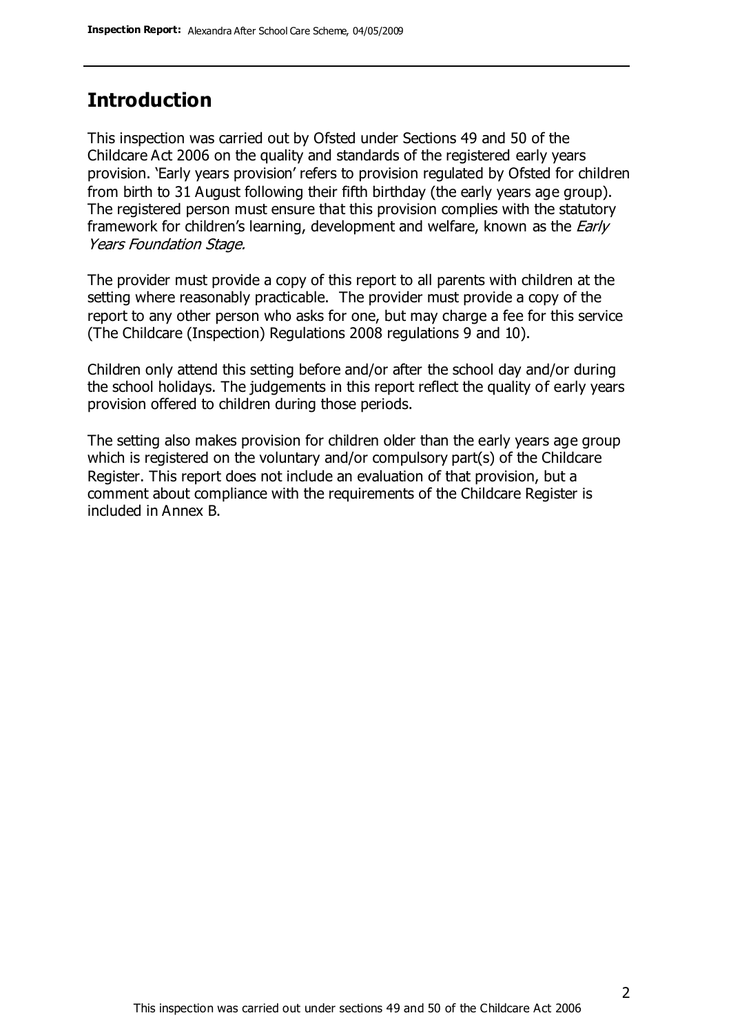## Introduction

This inspection was carried out by Ofsted under Sections 49 and 50 of the Childcare Act 2006 on the quality and standards of the registered early years provision. 'Early years provision' refers to provision regulated by Ofsted for children from birth to 31 August following their fifth birthday (the early years age group). The registered person must ensure that this provision complies with the statutory framework for children's learning, development and welfare, known as the *Early Years Foundation Stage.*

The provider must provide a copy of this report to all parents with children at the setting where reasonably practicable. The provider must provide a copy of the report to any other person who asks for one, but may charge a fee for this service (The Childcare (Inspection) Regulations 2008 regulations 9 and 10).

Children only attend this setting before and/or after the school day and/or during the school holidays. The judgements in this report reflect the quality of early years provision offered to children during those periods.

The setting also makes provision for children older than the early years age group which is registered on the voluntary and/or compulsory part(s) of the Childcare Register. This report does not include an evaluation of that provision, but a comment about compliance with the requirements of the Childcare Register is included in Annex B.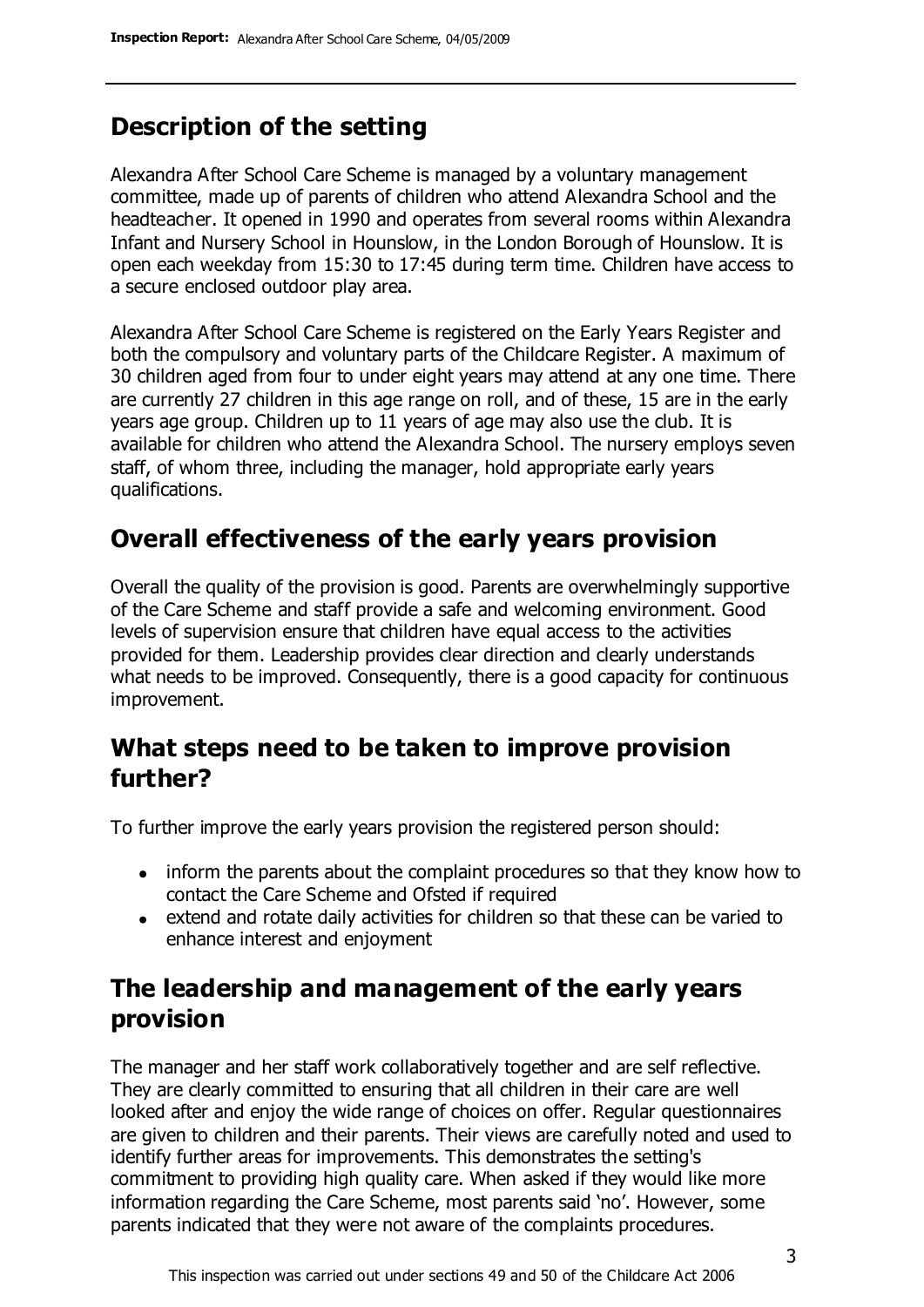## Description of the setting

Alexandra After School Care Scheme is managed by a voluntary management committee, made up of parents of children who attend Alexandra School and the headteacher. It opened in 1990 and operates from several rooms within Alexandra Infant and Nursery School in Hounslow, in the London Borough of Hounslow. It is open each weekday from 15:30 to 17:45 during term time. Children have access to a secure enclosed outdoor play area.

Alexandra After School Care Scheme is registered on the Early Years Register and both the compulsory and voluntary parts of the Childcare Register. A maximum of 30 children aged from four to under eight years may attend at any one time. There are currently 27 children in this age range on roll, and of these, 15 are in the early years age group. Children up to 11 years of age may also use the club. It is available for children who attend the Alexandra School. The nursery employs seven staff, of whom three, including the manager, hold appropriate early years qualifications.

## Overall effectiveness of the early years provision

Overall the quality of the provision is good. Parents are overwhelmingly supportive of the Care Scheme and staff provide a safe and welcoming environment. Good levels of supervision ensure that children have equal access to the activities provided for them. Leadership provides clear direction and clearly understands what needs to be improved. Consequently, there is a good capacity for continuous improvement.

## What steps need to be taken to improve provision further?

To further improve the early years provision the registered person should:

- inform the parents about the complaint procedures so that they know how to contact the Care Scheme and Ofsted if required
- extend and rotate daily activities for children so that these can be varied to enhance interest and enjoyment

## The leadership and management of the early years provision

The manager and her staff work collaboratively together and are self reflective. They are clearly committed to ensuring that all children in their care are well looked after and enjoy the wide range of choices on offer. Regular questionnaires are given to children and their parents. Their views are carefully noted and used to identify further areas for improvements. This demonstrates the setting's commitment to providing high quality care. When asked if they would like more information regarding the Care Scheme, most parents said 'no'. However, some parents indicated that they were not aware of the complaints procedures.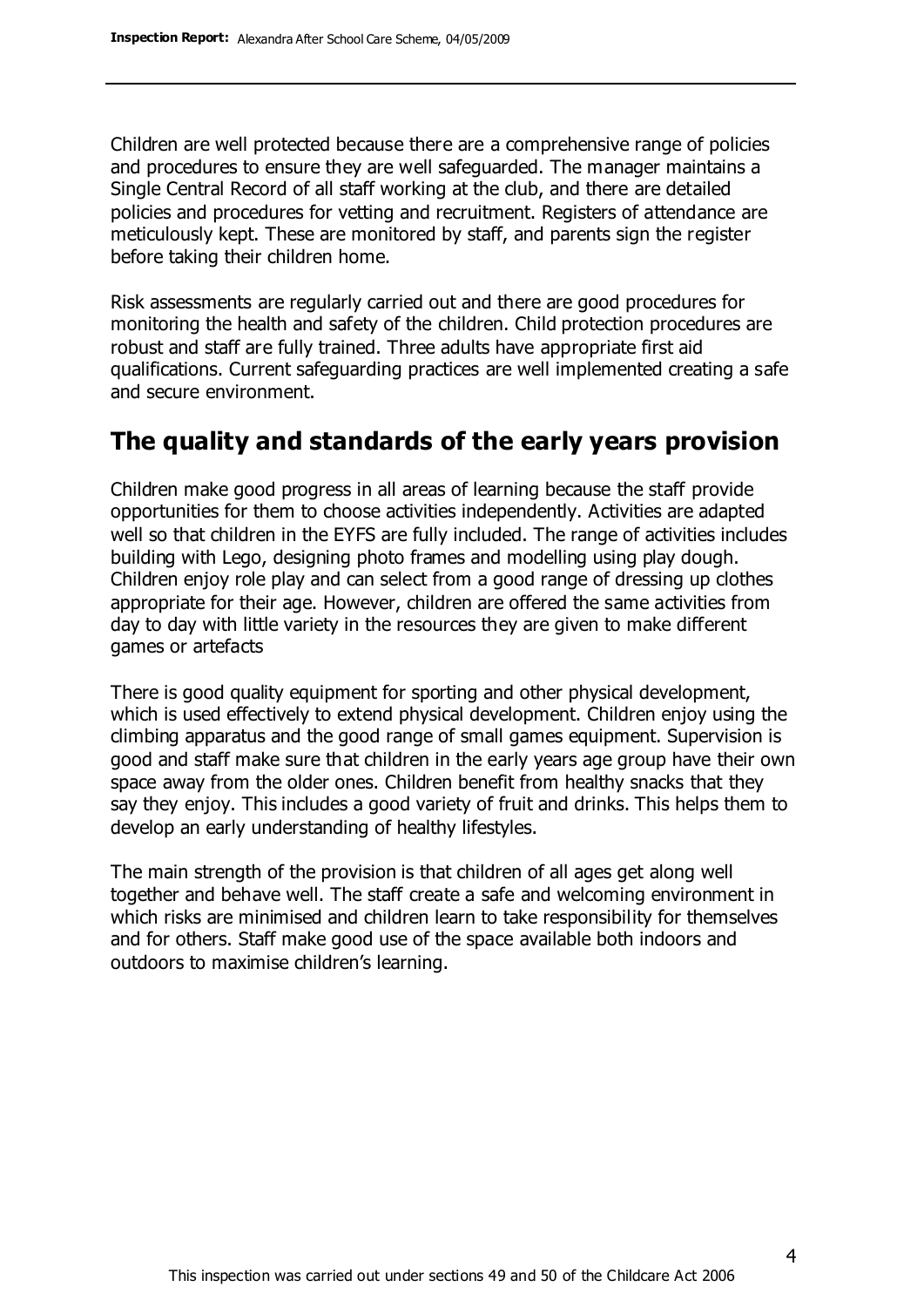Children are well protected because there are a comprehensive range of policies and procedures to ensure they are well safeguarded. The manager maintains a Single Central Record of all staff working at the club, and there are detailed policies and procedures for vetting and recruitment. Registers of attendance are meticulously kept. These are monitored by staff, and parents sign the register before taking their children home.

Risk assessments are regularly carried out and there are good procedures for monitoring the health and safety of the children. Child protection procedures are robust and staff are fully trained. Three adults have appropriate first aid qualifications. Current safeguarding practices are well implemented creating a safe and secure environment.

## The quality and standards of the early years provision

Children make good progress in all areas of learning because the staff provide opportunities for them to choose activities independently. Activities are adapted well so that children in the EYFS are fully included. The range of activities includes building with Lego, designing photo frames and modelling using play dough. Children enjoy role play and can select from a good range of dressing up clothes appropriate for their age. However, children are offered the same activities from day to day with little variety in the resources they are given to make different games or artefacts

There is good quality equipment for sporting and other physical development, which is used effectively to extend physical development. Children enjoy using the climbing apparatus and the good range of small games equipment. Supervision is good and staff make sure that children in the early years age group have their own space away from the older ones. Children benefit from healthy snacks that they say they enjoy. This includes a good variety of fruit and drinks. This helps them to develop an early understanding of healthy lifestyles.

The main strength of the provision is that children of all ages get along well together and behave well. The staff create a safe and welcoming environment in which risks are minimised and children learn to take responsibility for themselves and for others. Staff make good use of the space available both indoors and outdoors to maximise children's learning.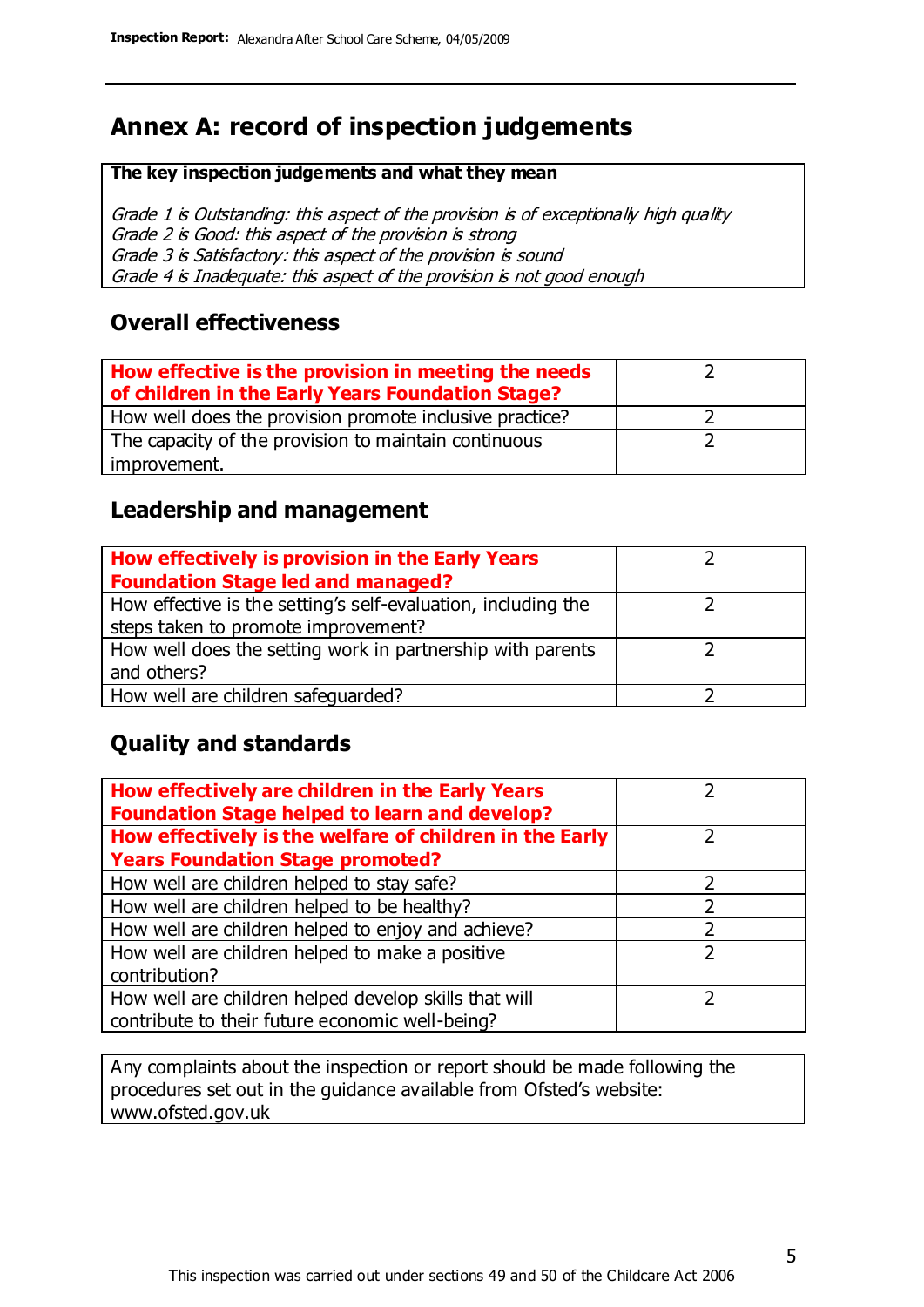## Annex A: record of inspection judgements

**The key inspection judgements and what they mean**

*Grade 1 is Outstanding: this aspect of the provision is of exceptionally high quality*
*Grade 2 is Good: this aspect of the provision is strong*
*Grade 3 is Satisfactory: this aspect of the provision is sound*
*Grade 4 is Inadequate: this aspect of the provision is not good enough*

### Overall effectiveness

| | |
|---|---|
| **How effective is the provision in meeting the needs of children in the Early Years Foundation Stage?** | 2 |
| How well does the provision promote inclusive practice? | 2 |
| The capacity of the provision to maintain continuous improvement. | 2 |

### Leadership and management

| | |
|---|---|
| **How effectively is provision in the Early Years Foundation Stage led and managed?** | 2 |
| How effective is the setting's self-evaluation, including the steps taken to promote improvement? | 2 |
| How well does the setting work in partnership with parents and others? | 2 |
| How well are children safeguarded? | 2 |

### Quality and standards

| | |
|---|---|
| **How effectively are children in the Early Years Foundation Stage helped to learn and develop?** | 2 |
| **How effectively is the welfare of children in the Early Years Foundation Stage promoted?** | 2 |
| How well are children helped to stay safe? | 2 |
| How well are children helped to be healthy? | 2 |
| How well are children helped to enjoy and achieve? | 2 |
| How well are children helped to make a positive contribution? | 2 |
| How well are children helped develop skills that will contribute to their future economic well-being? | 2 |

Any complaints about the inspection or report should be made following the procedures set out in the guidance available from Ofsted's website: www.ofsted.gov.uk

This inspection was carried out under sections 49 and 50 of the Childcare Act 2006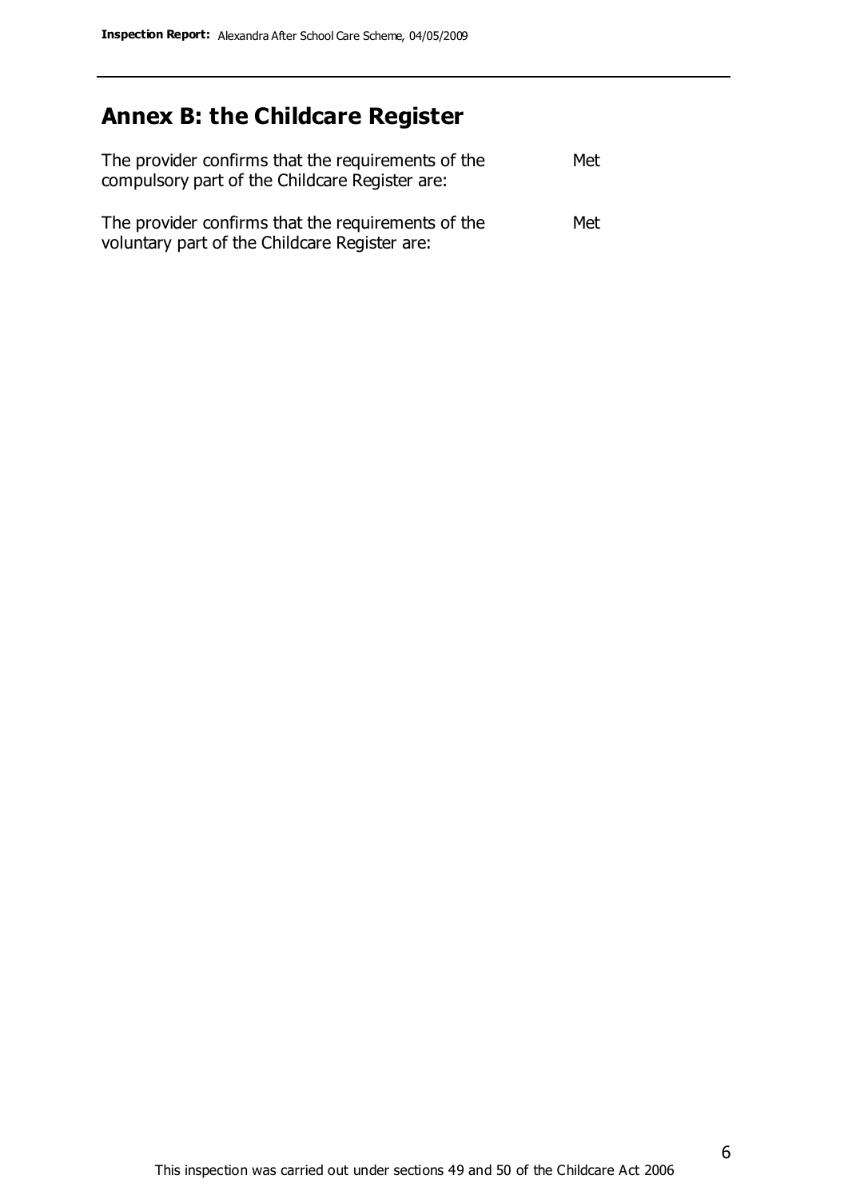## Annex B: the Childcare Register

| | |
|---|---|
| The provider confirms that the requirements of the compulsory part of the Childcare Register are: | Met |
| The provider confirms that the requirements of the voluntary part of the Childcare Register are: | Met |

This inspection was carried out under sections 49 and 50 of the Childcare Act 2006